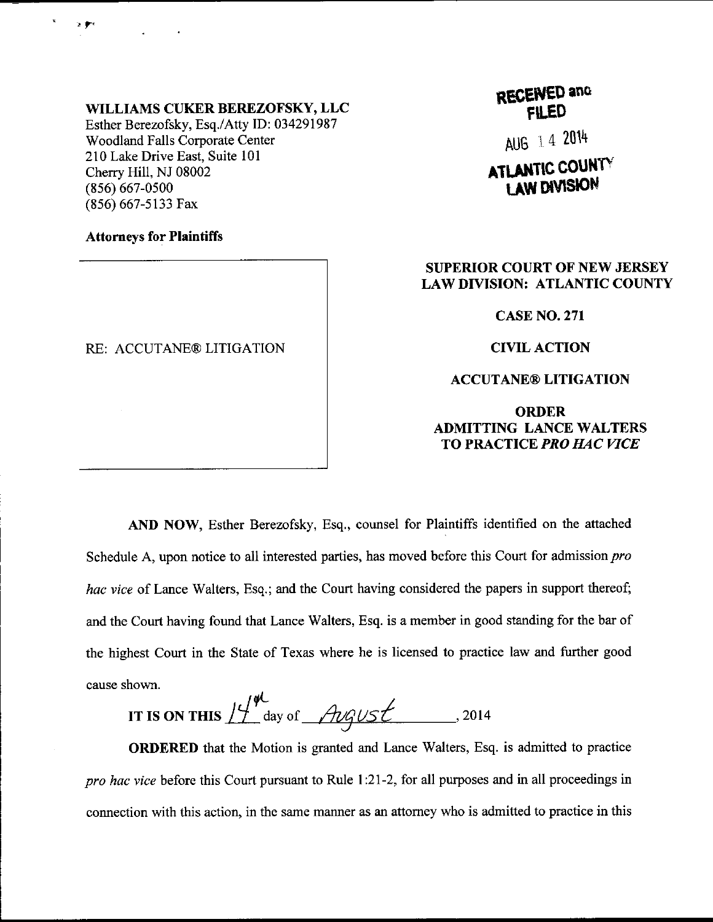**WILLIAMS CUKER BEREZOFSKY, LLC**
Esther Berezofsky, Esq./Atty ID: 034291987
Woodland Falls Corporate Center
210 Lake Drive East, Suite 101
Cherry Hill, NJ 08002
(856) 667-0500
(856) 667-5133 Fax

**Attorneys for Plaintiffs**

RECEIVED and FILED
AUG 14 2014
ATLANTIC COUNTY LAW DIVISION

RE: ACCUTANE® LITIGATION

**SUPERIOR COURT OF NEW JERSEY**
**LAW DIVISION: ATLANTIC COUNTY**

**CASE NO. 271**

**CIVIL ACTION**

**ACCUTANE® LITIGATION**

**ORDER**
**ADMITTING LANCE WALTERS**
**TO PRACTICE *PRO HAC VICE***

**AND NOW**, Esther Berezofsky, Esq., counsel for Plaintiffs identified on the attached Schedule A, upon notice to all interested parties, has moved before this Court for admission *pro hac vice* of Lance Walters, Esq.; and the Court having considered the papers in support thereof; and the Court having found that Lance Walters, Esq. is a member in good standing for the bar of the highest Court in the State of Texas where he is licensed to practice law and further good cause shown.

**IT IS ON THIS** 14th day of August, 2014

**ORDERED** that the Motion is granted and Lance Walters, Esq. is admitted to practice *pro hac vice* before this Court pursuant to Rule 1:21-2, for all purposes and in all proceedings in connection with this action, in the same manner as an attorney who is admitted to practice in this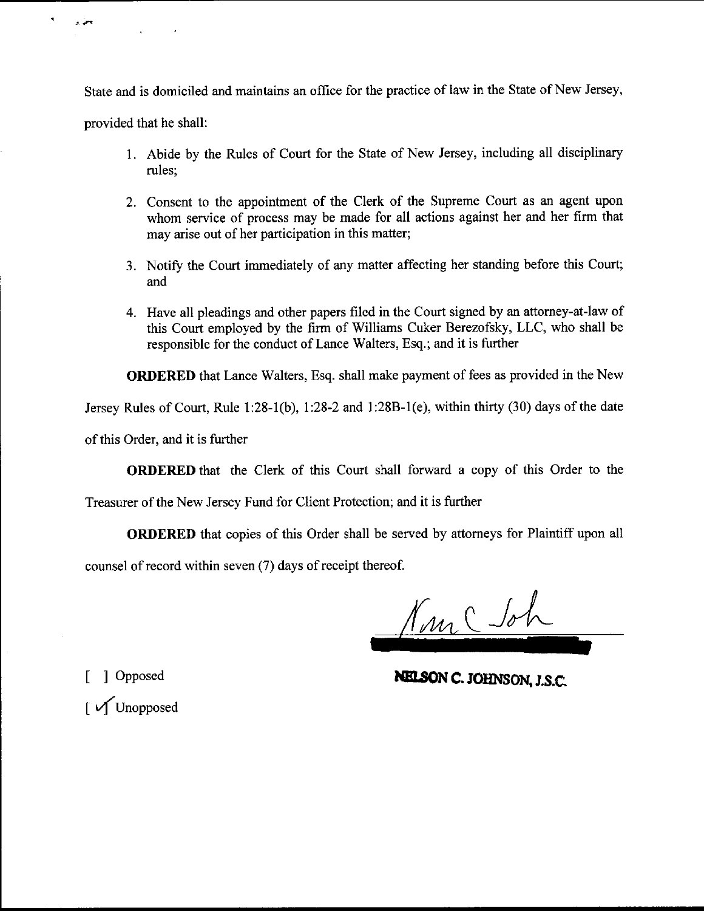State and is domiciled and maintains an office for the practice of law in the State of New Jersey, provided that he shall:

1. Abide by the Rules of Court for the State of New Jersey, including all disciplinary rules;
2. Consent to the appointment of the Clerk of the Supreme Court as an agent upon whom service of process may be made for all actions against her and her firm that may arise out of her participation in this matter;
3. Notify the Court immediately of any matter affecting her standing before this Court; and
4. Have all pleadings and other papers filed in the Court signed by an attorney-at-law of this Court employed by the firm of Williams Cuker Berezofsky, LLC, who shall be responsible for the conduct of Lance Walters, Esq.; and it is further

**ORDERED** that Lance Walters, Esq. shall make payment of fees as provided in the New Jersey Rules of Court, Rule 1:28-1(b), 1:28-2 and 1:28B-1(e), within thirty (30) days of the date of this Order, and it is further

**ORDERED** that the Clerk of this Court shall forward a copy of this Order to the Treasurer of the New Jersey Fund for Client Protection; and it is further

**ORDERED** that copies of this Order shall be served by attorneys for Plaintiff upon all counsel of record within seven (7) days of receipt thereof.

**NELSON C. JOHNSON, J.S.C.**

[ ] Opposed

[ ✓ ] Unopposed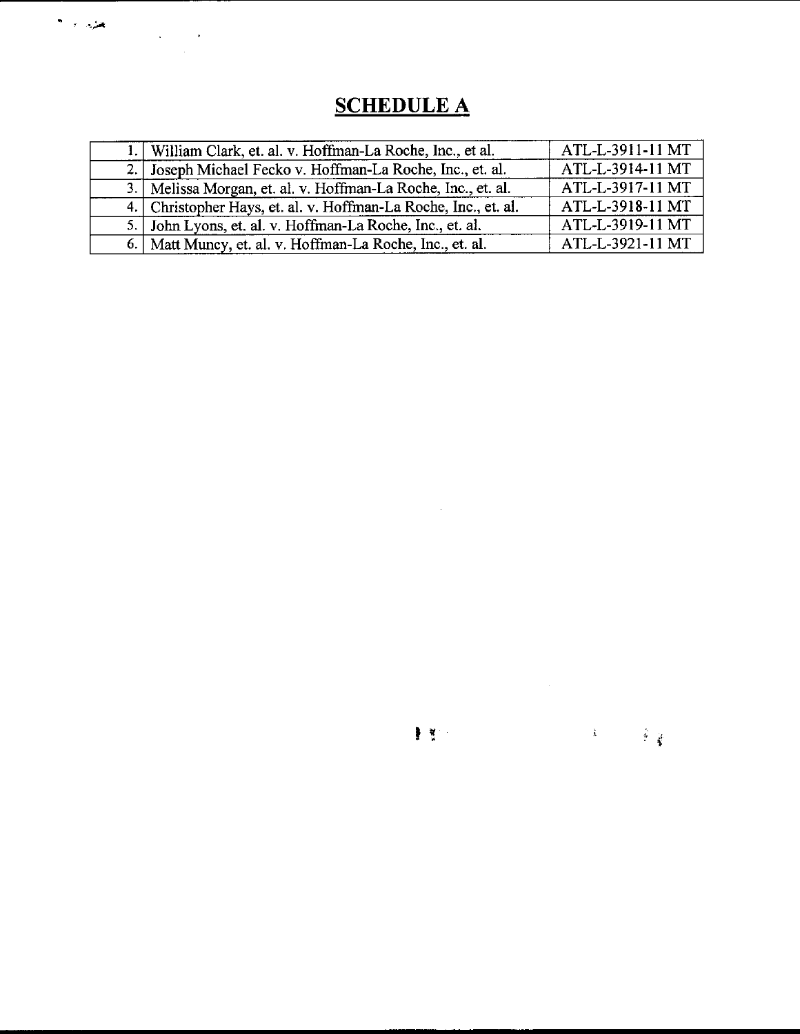# SCHEDULE A

| | | |
|---|---|---|
| 1. | William Clark, et. al. v. Hoffman-La Roche, Inc., et al. | ATL-L-3911-11 MT |
| 2. | Joseph Michael Fecko v. Hoffman-La Roche, Inc., et. al. | ATL-L-3914-11 MT |
| 3. | Melissa Morgan, et. al. v. Hoffman-La Roche, Inc., et. al. | ATL-L-3917-11 MT |
| 4. | Christopher Hays, et. al. v. Hoffman-La Roche, Inc., et. al. | ATL-L-3918-11 MT |
| 5. | John Lyons, et. al. v. Hoffman-La Roche, Inc., et. al. | ATL-L-3919-11 MT |
| 6. | Matt Muncy, et. al. v. Hoffman-La Roche, Inc., et. al. | ATL-L-3921-11 MT |